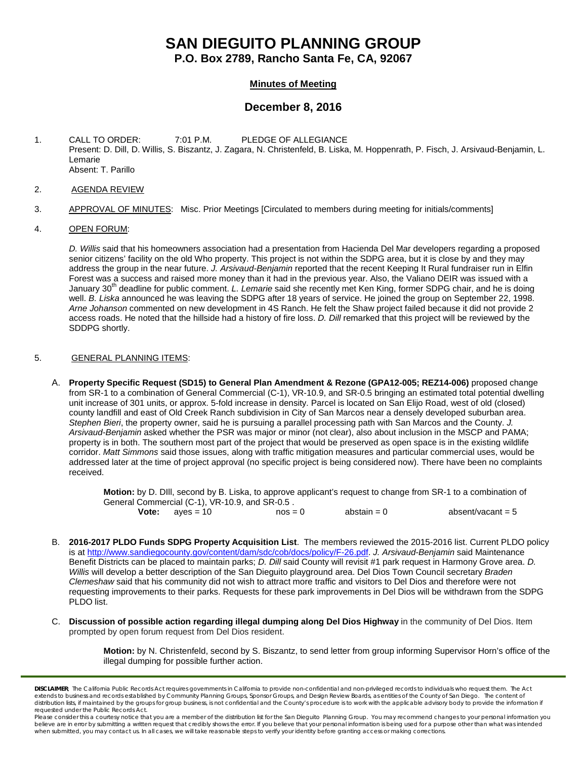# SAN DIEGUITO PLANNING GROUP

## P.O. Box 2789, Rancho Santa Fe, CA, 92067

### Minutes of Meeting

## December 8, 2016

1. CALL TO ORDER: 7:01 P.M. PLEDGE OF ALLEGIANCE
   Present: D. Dill, D. Willis, S. Biszantz, J. Zagara, N. Christenfeld, B. Liska, M. Hoppenrath, P. Fisch, J. Arsivaud-Benjamin, L. Lemarie
   Absent: T. Parillo

2. AGENDA REVIEW

3. APPROVAL OF MINUTES: Misc. Prior Meetings [Circulated to members during meeting for initials/comments]

4. OPEN FORUM:

   *D. Willis* said that his homeowners association had a presentation from Hacienda Del Mar developers regarding a proposed senior citizens' facility on the old Who property. This project is not within the SDPG area, but it is close by and they may address the group in the near future. *J. Arsivaud-Benjamin* reported that the recent Keeping It Rural fundraiser run in Elfin Forest was a success and raised more money than it had in the previous year. Also, the Valiano DEIR was issued with a January 30th deadline for public comment. *L. Lemarie* said she recently met Ken King, former SDPG chair, and he is doing well. *B. Liska* announced he was leaving the SDPG after 18 years of service. He joined the group on September 22, 1998. *Arne Johanson* commented on new development in 4S Ranch. He felt the Shaw project failed because it did not provide 2 access roads. He noted that the hillside had a history of fire loss. *D. Dill* remarked that this project will be reviewed by the SDDPG shortly.

5. GENERAL PLANNING ITEMS:

   A. **Property Specific Request (SD15) to General Plan Amendment & Rezone (GPA12-005; REZ14-006)** proposed change from SR-1 to a combination of General Commercial (C-1), VR-10.9, and SR-0.5 bringing an estimated total potential dwelling unit increase of 301 units, or approx. 5-fold increase in density. Parcel is located on San Elijo Road, west of old (closed) county landfill and east of Old Creek Ranch subdivision in City of San Marcos near a densely developed suburban area. *Stephen Bieri*, the property owner, said he is pursuing a parallel processing path with San Marcos and the County. *J. Arsivaud-Benjamin* asked whether the PSR was major or minor (not clear), also about inclusion in the MSCP and PAMA; property is in both. The southern most part of the project that would be preserved as open space is in the existing wildlife corridor. *Matt Simmons* said those issues, along with traffic mitigation measures and particular commercial uses, would be addressed later at the time of project approval (no specific project is being considered now). There have been no complaints received.

      **Motion:** by D. DIll, second by B. Liska, to approve applicant's request to change from SR-1 to a combination of General Commercial (C-1), VR-10.9, and SR-0.5 .
      **Vote:** ayes = 10 nos = 0 abstain = 0 absent/vacant = 5

   B. **2016-2017 PLDO Funds SDPG Property Acquisition List**. The members reviewed the 2015-2016 list. Current PLDO policy is at http://www.sandiegocounty.gov/content/dam/sdc/cob/docs/policy/F-26.pdf. *J. Arsivaud-Benjamin* said Maintenance Benefit Districts can be placed to maintain parks; *D. Dill* said County will revisit #1 park request in Harmony Grove area. *D. Willis* will develop a better description of the San Dieguito playground area. Del Dios Town Council secretary *Braden Clemeshaw* said that his community did not wish to attract more traffic and visitors to Del Dios and therefore were not requesting improvements to their parks. Requests for these park improvements in Del Dios will be withdrawn from the SDPG PLDO list.

   C. **Discussion of possible action regarding illegal dumping along Del Dios Highway** in the community of Del Dios. Item prompted by open forum request from Del Dios resident.

      **Motion:** by N. Christenfeld, second by S. Biszantz, to send letter from group informing Supervisor Horn's office of the illegal dumping for possible further action.

**DISCLAIMER**: The California Public Records Act requires governments in California to provide non-confidential and non-privileged records to individuals who request them. The Act extends to business and records established by Community Planning Groups, Sponsor Groups, and Design Review Boards, as entities of the County of San Diego. The content of distribution lists, if maintained by the groups for group business, is not confidential and the County's procedure is to work with the applicable advisory body to provide the information if requested under the Public Records Act.
Please consider this a courtesy notice that you are a member of the distribution list for the San Dieguito Planning Group. You may recommend changes to your personal information you believe are in error by submitting a written request that credibly shows the error. If you believe that your personal information is being used for a purpose other than what was intended when submitted, you may contact us. In all cases, we will take reasonable steps to verify your identity before granting access or making corrections.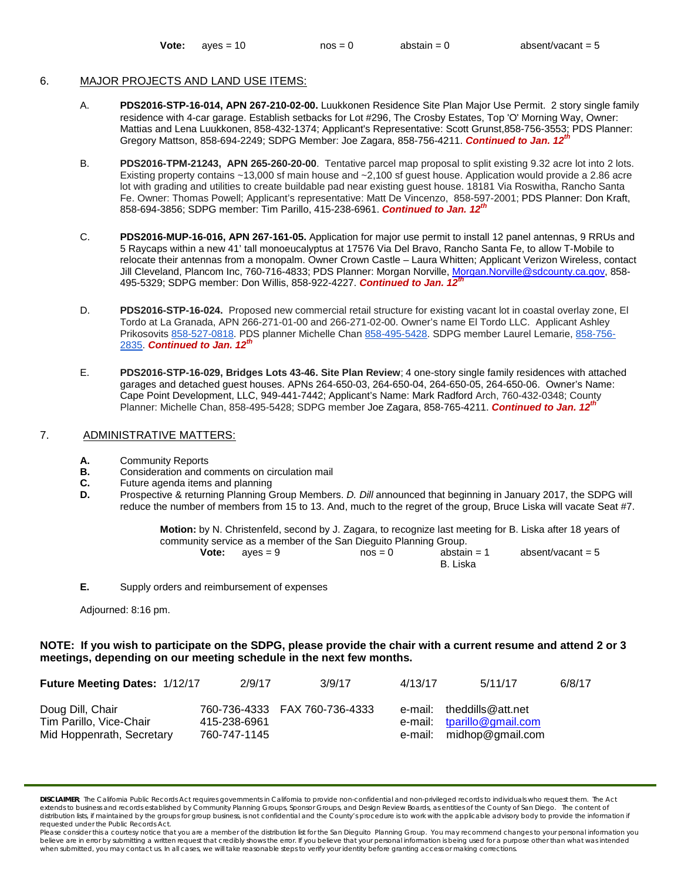**Vote:** ayes = 10 nos = 0 abstain = 0 absent/vacant = 5

6. MAJOR PROJECTS AND LAND USE ITEMS:

A. **PDS2016-STP-16-014, APN 267-210-02-00.** Luukkonen Residence Site Plan Major Use Permit. 2 story single family residence with 4-car garage. Establish setbacks for Lot #296, The Crosby Estates, Top 'O' Morning Way, Owner: Mattias and Lena Luukkonen, 858-432-1374; Applicant's Representative: Scott Grunst,858-756-3553; PDS Planner: Gregory Mattson, 858-694-2249; SDPG Member: Joe Zagara, 858-756-4211. ***Continued to Jan. 12th***

B. **PDS2016-TPM-21243, APN 265-260-20-00**. Tentative parcel map proposal to split existing 9.32 acre lot into 2 lots. Existing property contains ~13,000 sf main house and ~2,100 sf guest house. Application would provide a 2.86 acre lot with grading and utilities to create buildable pad near existing guest house. 18181 Via Roswitha, Rancho Santa Fe. Owner: Thomas Powell; Applicant's representative: Matt De Vincenzo, 858-597-2001; PDS Planner: Don Kraft, 858-694-3856; SDPG member: Tim Parillo, 415-238-6961. ***Continued to Jan. 12th***

C. **PDS2016-MUP-16-016, APN 267-161-05.** Application for major use permit to install 12 panel antennas, 9 RRUs and 5 Raycaps within a new 41' tall monoeucalyptus at 17576 Via Del Bravo, Rancho Santa Fe, to allow T-Mobile to relocate their antennas from a monopalm. Owner Crown Castle – Laura Whitten; Applicant Verizon Wireless, contact Jill Cleveland, Plancom Inc, 760-716-4833; PDS Planner: Morgan Norville, Morgan.Norville@sdcounty.ca.gov, 858-495-5329; SDPG member: Don Willis, 858-922-4227. ***Continued to Jan. 12th***

D. **PDS2016-STP-16-024.** Proposed new commercial retail structure for existing vacant lot in coastal overlay zone, El Tordo at La Granada, APN 266-271-01-00 and 266-271-02-00. Owner's name El Tordo LLC. Applicant Ashley Prikosovits 858-527-0818. PDS planner Michelle Chan 858-495-5428. SDPG member Laurel Lemarie, 858-756-2835. ***Continued to Jan. 12th***

E. **PDS2016-STP-16-029, Bridges Lots 43-46. Site Plan Review**; 4 one-story single family residences with attached garages and detached guest houses. APNs 264-650-03, 264-650-04, 264-650-05, 264-650-06. Owner's Name: Cape Point Development, LLC, 949-441-7442; Applicant's Name: Mark Radford Arch, 760-432-0348; County Planner: Michelle Chan, 858-495-5428; SDPG member Joe Zagara, 858-765-4211. ***Continued to Jan. 12th***

7. ADMINISTRATIVE MATTERS:

**A.** Community Reports
**B.** Consideration and comments on circulation mail
**C.** Future agenda items and planning
**D.** Prospective & returning Planning Group Members. *D. Dill* announced that beginning in January 2017, the SDPG will reduce the number of members from 15 to 13. And, much to the regret of the group, Bruce Liska will vacate Seat #7.

**Motion:** by N. Christenfeld, second by J. Zagara, to recognize last meeting for B. Liska after 18 years of community service as a member of the San Dieguito Planning Group.
**Vote:** ayes = 9 nos = 0 abstain = 1 B. Liska absent/vacant = 5

**E.** Supply orders and reimbursement of expenses

Adjourned: 8:16 pm.

**NOTE: If you wish to participate on the SDPG, please provide the chair with a current resume and attend 2 or 3 meetings, depending on our meeting schedule in the next few months.**

**Future Meeting Dates:** 1/12/17 2/9/17 3/9/17 4/13/17 5/11/17 6/8/17

| | | |
|---|---|---|
| Doug Dill, Chair | 760-736-4333 FAX 760-736-4333 | e-mail: theddills@att.net |
| Tim Parillo, Vice-Chair | 415-238-6961 | e-mail: tparillo@gmail.com |
| Mid Hoppenrath, Secretary | 760-747-1145 | e-mail: midhop@gmail.com |

**DISCLAIMER**; The California Public Records Act requires governments in California to provide non-confidential and non-privileged records to individuals who request them. The Act extends to business and records established by Community Planning Groups, Sponsor Groups, and Design Review Boards, as entities of the County of San Diego. The content of distribution lists, if maintained by the groups for group business, is not confidential and the County's procedure is to work with the applicable advisory body to provide the information if requested under the Public Records Act.
Please consider this a courtesy notice that you are a member of the distribution list for the San Dieguito Planning Group. You may recommend changes to your personal information you believe are in error by submitting a written request that credibly shows the error. If you believe that your personal information is being used for a purpose other than what was intended when submitted, you may contact us. In all cases, we will take reasonable steps to verify your identity before granting access or making corrections.